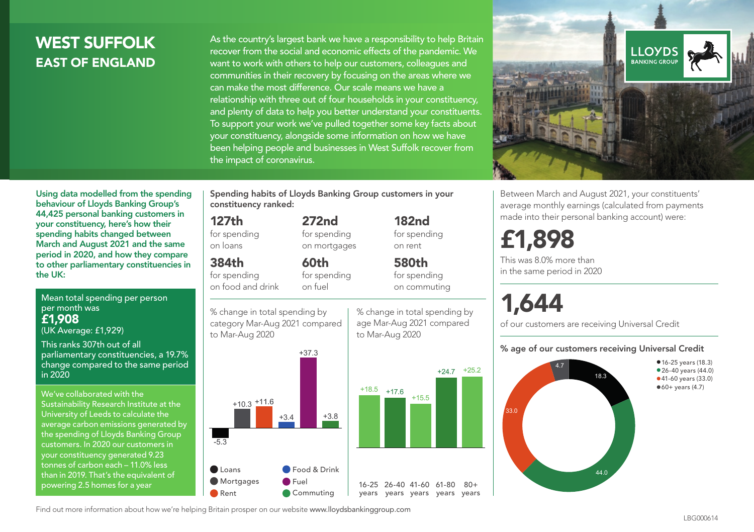# WEST SUFFOLK
## EAST OF ENGLAND

As the country's largest bank we have a responsibility to help Britain recover from the social and economic effects of the pandemic. We want to work with others to help our customers, colleagues and communities in their recovery by focusing on the areas where we can make the most difference. Our scale means we have a relationship with three out of four households in your constituency, and plenty of data to help you better understand your constituents. To support your work we've pulled together some key facts about your constituency, alongside some information on how we have been helping people and businesses in West Suffolk recover from the impact of coronavirus.

LLOYDS BANKING GROUP

**Using data modelled from the spending behaviour of Lloyds Banking Group's 44,425 personal banking customers in your constituency, here's how their spending habits changed between March and August 2021 and the same period in 2020, and how they compare to other parliamentary constituencies in the UK:**

Mean total spending per person per month was
**£1,908**
(UK Average: £1,929)

This ranks 307th out of all parliamentary constituencies, a 19.7% change compared to the same period in 2020

We've collaborated with the Sustainability Research Institute at the University of Leeds to calculate the average carbon emissions generated by the spending of Lloyds Banking Group customers. In 2020 our customers in your constituency generated 9.23 tonnes of carbon each – 11.0% less than in 2019. That's the equivalent of powering 2.5 homes for a year

**Spending habits of Lloyds Banking Group customers in your constituency ranked:**

**127th** for spending on loans

**272nd** for spending on mortgages

**182nd** for spending on rent

**384th** for spending on food and drink

**60th** for spending on fuel

**580th** for spending on commuting

% change in total spending by category Mar-Aug 2021 compared to Mar-Aug 2020

| Category | % change |
|---|---|
| Loans | -5.3 |
| Mortgages | +10.3 |
| Rent | +11.6 |
| Food & Drink | +3.4 |
| Fuel | +37.3 |
| Commuting | +3.8 |

% change in total spending by age Mar-Aug 2021 compared to Mar-Aug 2020

| Age | % change |
|---|---|
| 16-25 years | +18.5 |
| 26-40 years | +17.6 |
| 41-60 years | +15.5 |
| 61-80 years | +24.7 |
| 80+ years | +25.2 |

Between March and August 2021, your constituents' average monthly earnings (calculated from payments made into their personal banking account) were:

**£1,898**

This was 8.0% more than in the same period in 2020

**1,644**

of our customers are receiving Universal Credit

**% age of our customers receiving Universal Credit**

- 16-25 years (18.3)
- 26-40 years (44.0)
- 41-60 years (33.0)
- 60+ years (4.7)

Find out more information about how we're helping Britain prosper on our website www.lloydsbankinggroup.com

LBG000614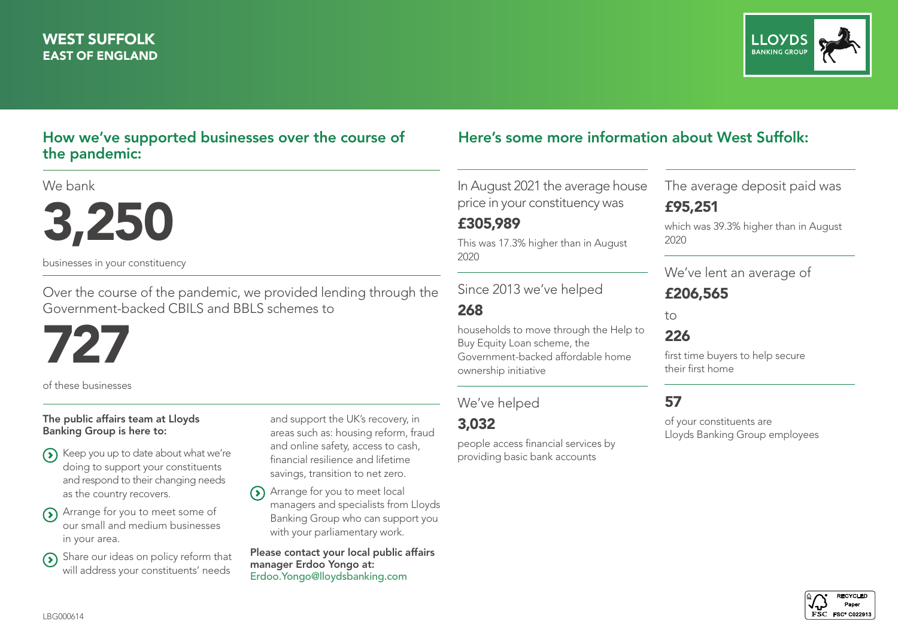# WEST SUFFOLK
## EAST OF ENGLAND

## How we've supported businesses over the course of the pandemic:

We bank

**3,250**

businesses in your constituency

Over the course of the pandemic, we provided lending through the Government-backed CBILS and BBLS schemes to

**727**

of these businesses

**The public affairs team at Lloyds Banking Group is here to:**

- Keep you up to date about what we're doing to support your constituents and respond to their changing needs as the country recovers.
- Arrange for you to meet some of our small and medium businesses in your area.
- Share our ideas on policy reform that will address your constituents' needs and support the UK's recovery, in areas such as: housing reform, fraud and online safety, access to cash, financial resilience and lifetime savings, transition to net zero.
- Arrange for you to meet local managers and specialists from Lloyds Banking Group who can support you with your parliamentary work.

**Please contact your local public affairs manager Erdoo Yongo at:**
Erdoo.Yongo@lloydsbanking.com

## Here's some more information about West Suffolk:

In August 2021 the average house price in your constituency was

**£305,989**

This was 17.3% higher than in August 2020

Since 2013 we've helped

**268**

households to move through the Help to Buy Equity Loan scheme, the Government-backed affordable home ownership initiative

We've helped

**3,032**

people access financial services by providing basic bank accounts

The average deposit paid was

**£95,251**

which was 39.3% higher than in August 2020

We've lent an average of

**£206,565**

to

**226**

first time buyers to help secure their first home

**57**

of your constituents are Lloyds Banking Group employees

LBG000614